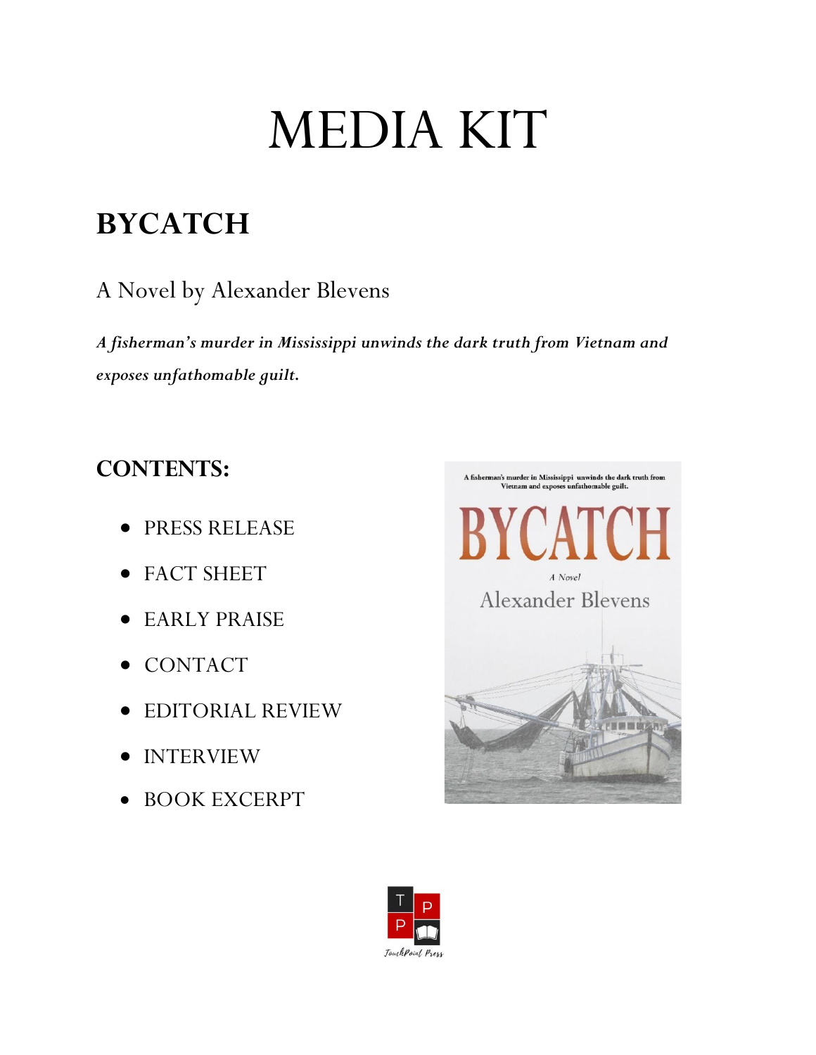# MEDIA KIT

## BYCATCH

A Novel by Alexander Blevens

***A fisherman's murder in Mississippi unwinds the dark truth from Vietnam and exposes unfathomable guilt.***

### CONTENTS:

- PRESS RELEASE
- FACT SHEET
- EARLY PRAISE
- CONTACT
- EDITORIAL REVIEW
- INTERVIEW
- BOOK EXCERPT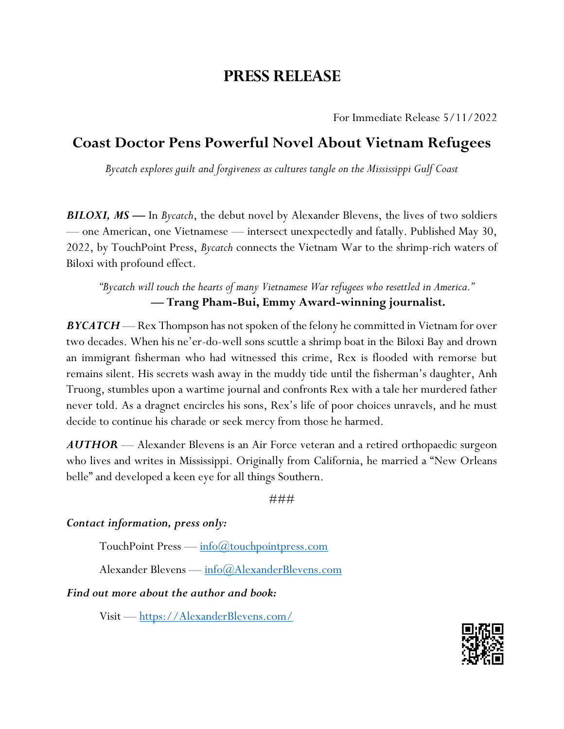# PRESS RELEASE

For Immediate Release 5/11/2022

## Coast Doctor Pens Powerful Novel About Vietnam Refugees

*Bycatch explores guilt and forgiveness as cultures tangle on the Mississippi Gulf Coast*

***BILOXI, MS* —** In *Bycatch*, the debut novel by Alexander Blevens, the lives of two soldiers — one American, one Vietnamese — intersect unexpectedly and fatally. Published May 30, 2022, by TouchPoint Press, *Bycatch* connects the Vietnam War to the shrimp-rich waters of Biloxi with profound effect.

*"Bycatch will touch the hearts of many Vietnamese War refugees who resettled in America."*
**— Trang Pham-Bui, Emmy Award-winning journalist.**

***BYCATCH*** — Rex Thompson has not spoken of the felony he committed in Vietnam for over two decades. When his ne'er-do-well sons scuttle a shrimp boat in the Biloxi Bay and drown an immigrant fisherman who had witnessed this crime, Rex is flooded with remorse but remains silent. His secrets wash away in the muddy tide until the fisherman's daughter, Anh Truong, stumbles upon a wartime journal and confronts Rex with a tale her murdered father never told. As a dragnet encircles his sons, Rex's life of poor choices unravels, and he must decide to continue his charade or seek mercy from those he harmed.

***AUTHOR*** — Alexander Blevens is an Air Force veteran and a retired orthopaedic surgeon who lives and writes in Mississippi. Originally from California, he married a "New Orleans belle" and developed a keen eye for all things Southern.

###

***Contact information, press only:***

TouchPoint Press — info@touchpointpress.com

Alexander Blevens — info@AlexanderBlevens.com

***Find out more about the author and book:***

Visit — https://AlexanderBlevens.com/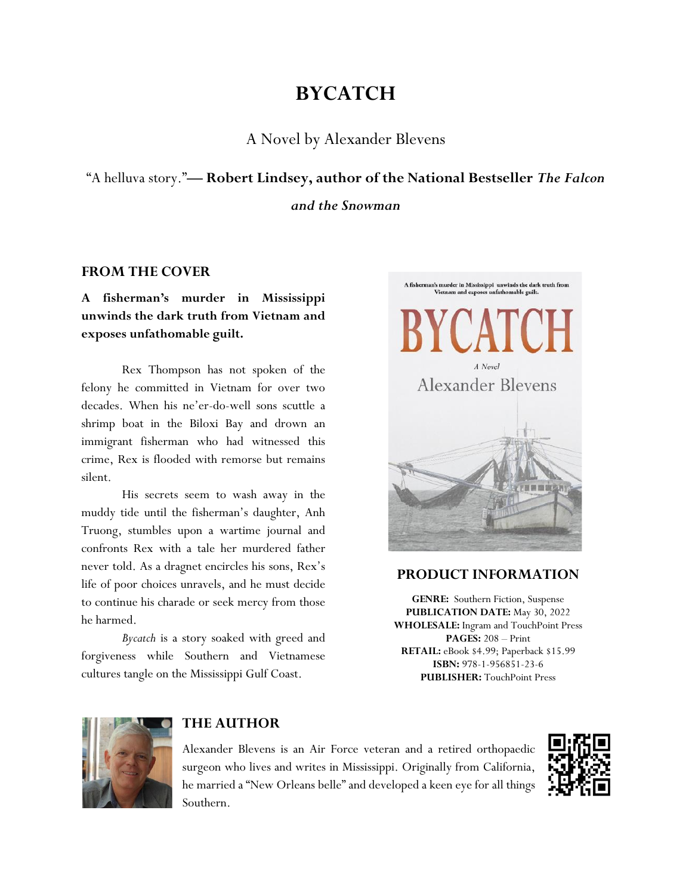# BYCATCH

A Novel by Alexander Blevens

"A helluva story."**— Robert Lindsey, author of the National Bestseller *The Falcon and the Snowman***

## FROM THE COVER

**A fisherman's murder in Mississippi unwinds the dark truth from Vietnam and exposes unfathomable guilt.**

Rex Thompson has not spoken of the felony he committed in Vietnam for over two decades. When his ne'er-do-well sons scuttle a shrimp boat in the Biloxi Bay and drown an immigrant fisherman who had witnessed this crime, Rex is flooded with remorse but remains silent.

His secrets seem to wash away in the muddy tide until the fisherman's daughter, Anh Truong, stumbles upon a wartime journal and confronts Rex with a tale her murdered father never told. As a dragnet encircles his sons, Rex's life of poor choices unravels, and he must decide to continue his charade or seek mercy from those he harmed.

*Bycatch* is a story soaked with greed and forgiveness while Southern and Vietnamese cultures tangle on the Mississippi Gulf Coast.

## PRODUCT INFORMATION

**GENRE:** Southern Fiction, Suspense
**PUBLICATION DATE:** May 30, 2022
**WHOLESALE:** Ingram and TouchPoint Press
**PAGES:** 208 – Print
**RETAIL:** eBook $4.99; Paperback $15.99
**ISBN:** 978-1-956851-23-6
**PUBLISHER:** TouchPoint Press

## THE AUTHOR

Alexander Blevens is an Air Force veteran and a retired orthopaedic surgeon who lives and writes in Mississippi. Originally from California, he married a "New Orleans belle" and developed a keen eye for all things Southern.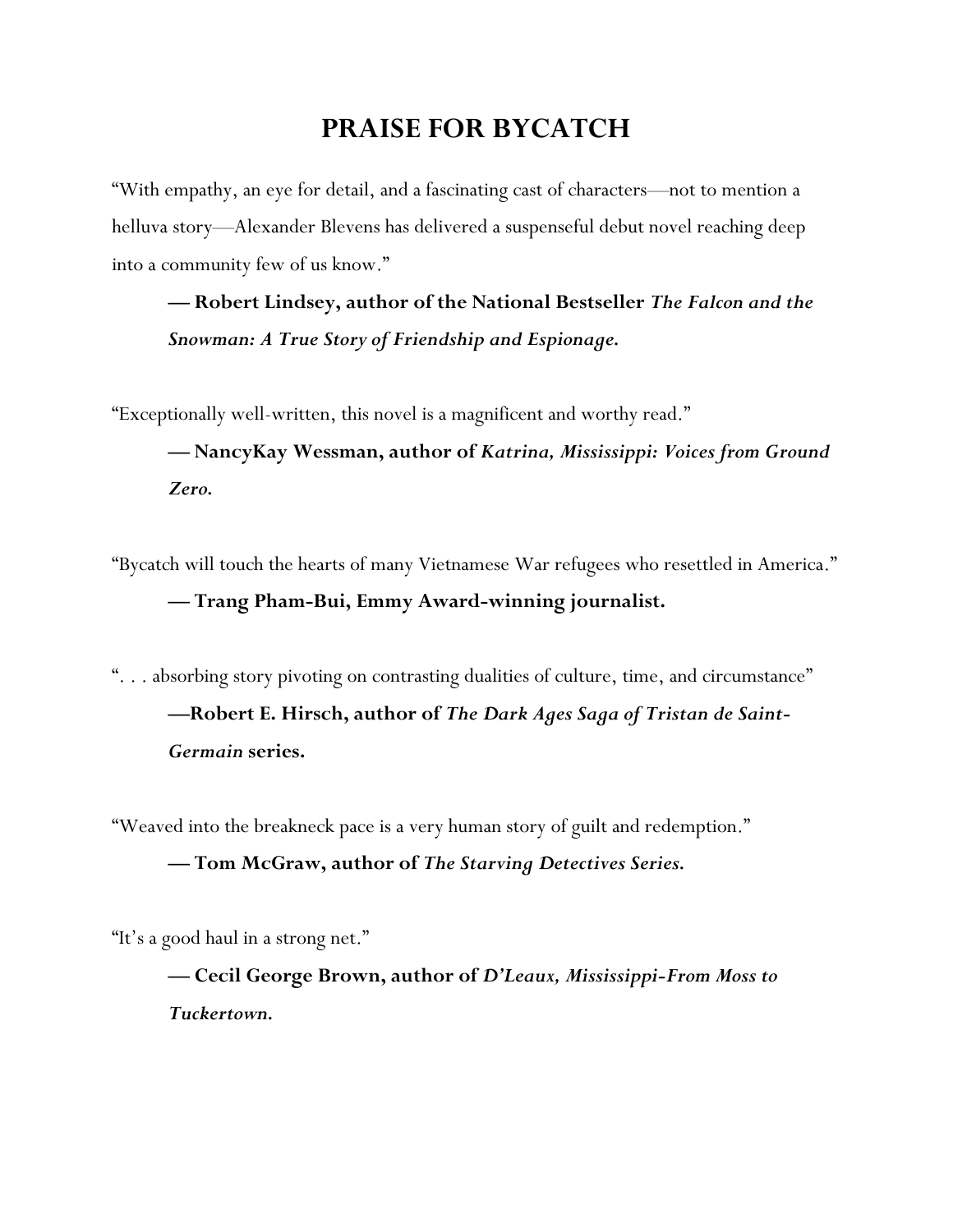# PRAISE FOR BYCATCH

"With empathy, an eye for detail, and a fascinating cast of characters—not to mention a helluva story—Alexander Blevens has delivered a suspenseful debut novel reaching deep into a community few of us know."

> **— Robert Lindsey, author of the National Bestseller *The Falcon and the Snowman: A True Story of Friendship and Espionage.***

"Exceptionally well-written, this novel is a magnificent and worthy read."

> **— NancyKay Wessman, author of *Katrina, Mississippi: Voices from Ground Zero.***

"Bycatch will touch the hearts of many Vietnamese War refugees who resettled in America."

> **— Trang Pham-Bui, Emmy Award-winning journalist.**

". . . absorbing story pivoting on contrasting dualities of culture, time, and circumstance"

> **—Robert E. Hirsch, author of *The Dark Ages Saga of Tristan de Saint-Germain* series.**

"Weaved into the breakneck pace is a very human story of guilt and redemption."

> **— Tom McGraw, author of *The Starving Detectives Series.***

"It's a good haul in a strong net."

> **— Cecil George Brown, author of *D'Leaux, Mississippi-From Moss to Tuckertown.***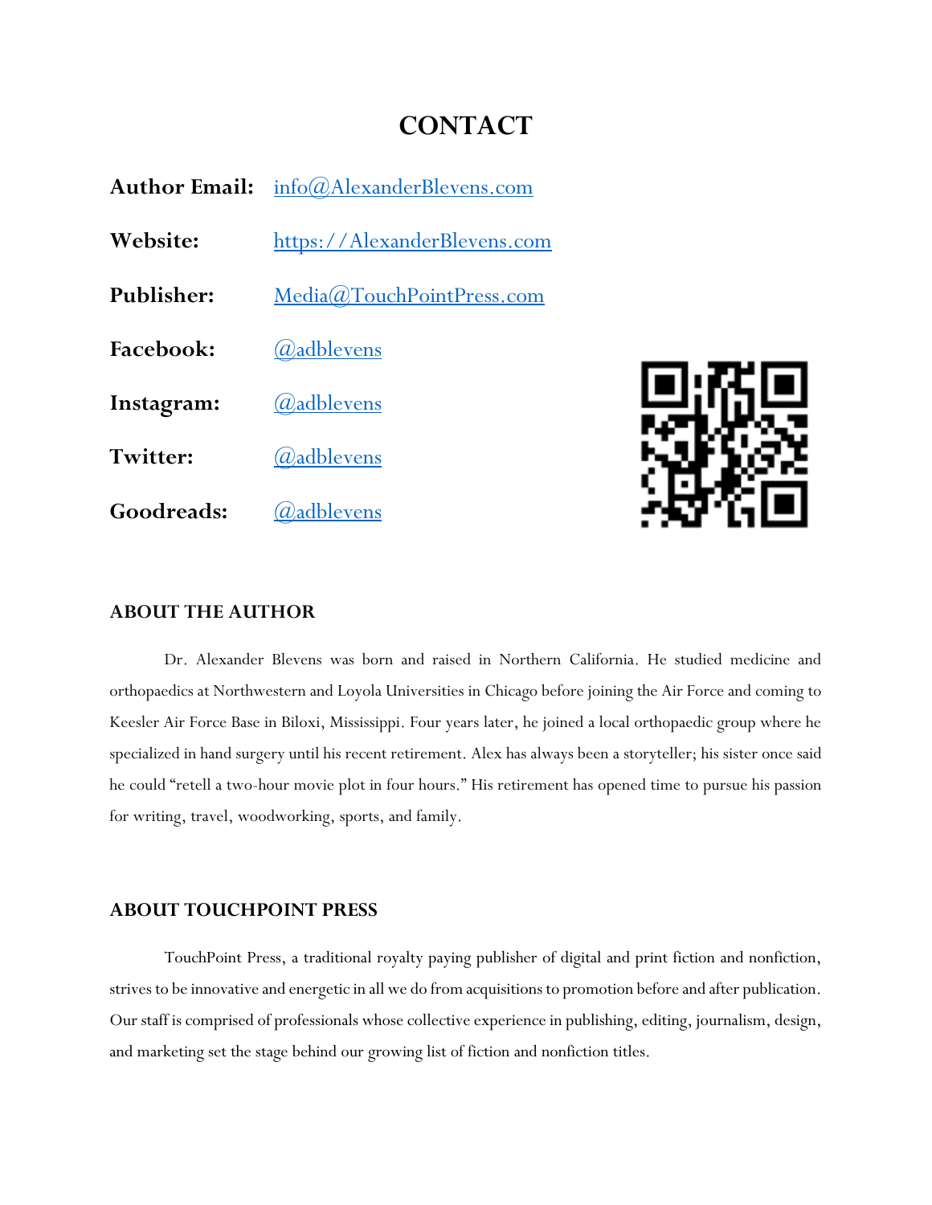# CONTACT

**Author Email:** info@AlexanderBlevens.com

**Website:** https://AlexanderBlevens.com

**Publisher:** Media@TouchPointPress.com

**Facebook:** @adblevens

**Instagram:** @adblevens

**Twitter:** @adblevens

**Goodreads:** @adblevens

## ABOUT THE AUTHOR

Dr. Alexander Blevens was born and raised in Northern California. He studied medicine and orthopaedics at Northwestern and Loyola Universities in Chicago before joining the Air Force and coming to Keesler Air Force Base in Biloxi, Mississippi. Four years later, he joined a local orthopaedic group where he specialized in hand surgery until his recent retirement. Alex has always been a storyteller; his sister once said he could "retell a two-hour movie plot in four hours." His retirement has opened time to pursue his passion for writing, travel, woodworking, sports, and family.

## ABOUT TOUCHPOINT PRESS

TouchPoint Press, a traditional royalty paying publisher of digital and print fiction and nonfiction, strives to be innovative and energetic in all we do from acquisitions to promotion before and after publication. Our staff is comprised of professionals whose collective experience in publishing, editing, journalism, design, and marketing set the stage behind our growing list of fiction and nonfiction titles.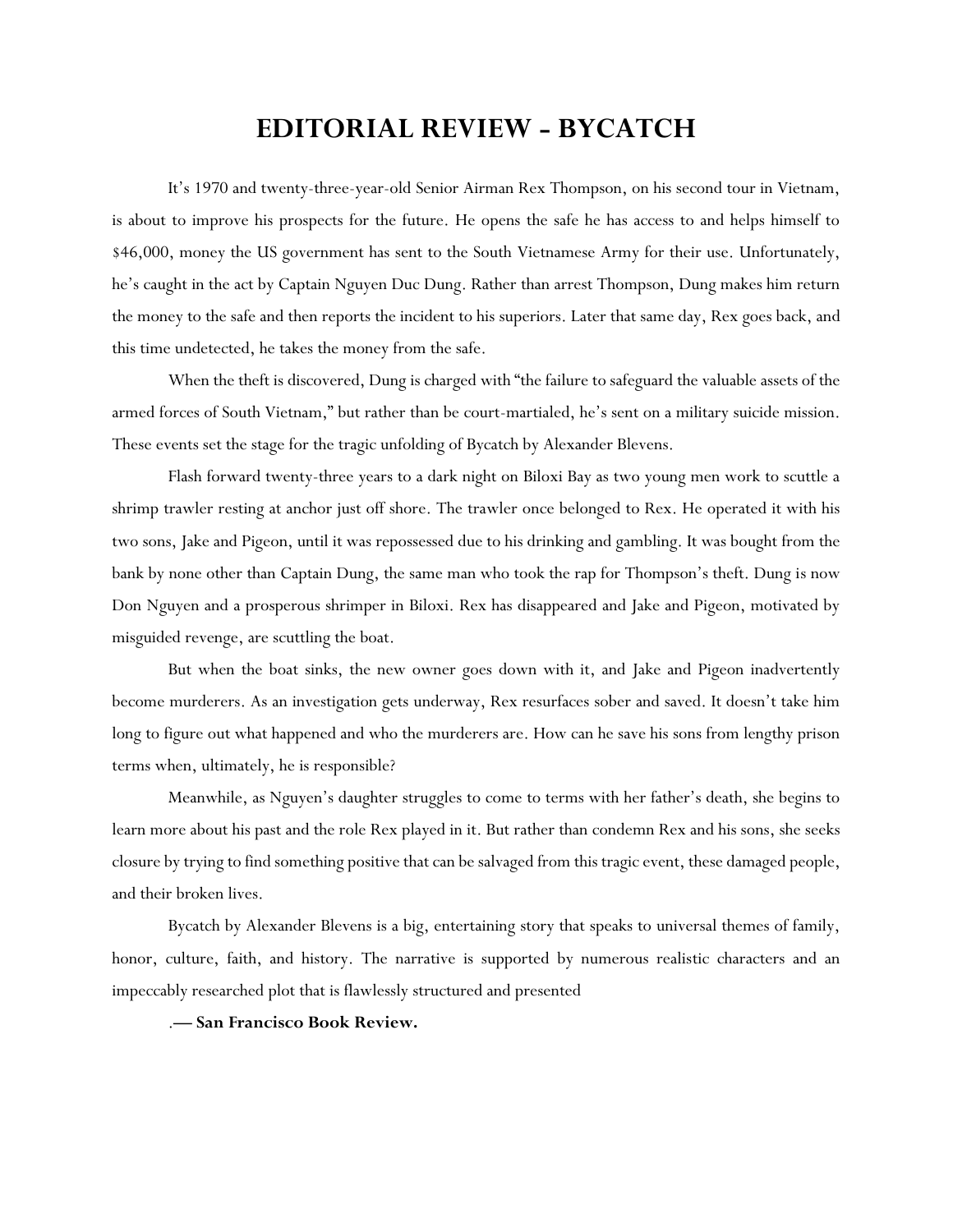# EDITORIAL REVIEW - BYCATCH

It's 1970 and twenty-three-year-old Senior Airman Rex Thompson, on his second tour in Vietnam, is about to improve his prospects for the future. He opens the safe he has access to and helps himself to $46,000, money the US government has sent to the South Vietnamese Army for their use. Unfortunately, he's caught in the act by Captain Nguyen Duc Dung. Rather than arrest Thompson, Dung makes him return the money to the safe and then reports the incident to his superiors. Later that same day, Rex goes back, and this time undetected, he takes the money from the safe.

When the theft is discovered, Dung is charged with "the failure to safeguard the valuable assets of the armed forces of South Vietnam," but rather than be court-martialed, he's sent on a military suicide mission. These events set the stage for the tragic unfolding of Bycatch by Alexander Blevens.

Flash forward twenty-three years to a dark night on Biloxi Bay as two young men work to scuttle a shrimp trawler resting at anchor just off shore. The trawler once belonged to Rex. He operated it with his two sons, Jake and Pigeon, until it was repossessed due to his drinking and gambling. It was bought from the bank by none other than Captain Dung, the same man who took the rap for Thompson's theft. Dung is now Don Nguyen and a prosperous shrimper in Biloxi. Rex has disappeared and Jake and Pigeon, motivated by misguided revenge, are scuttling the boat.

But when the boat sinks, the new owner goes down with it, and Jake and Pigeon inadvertently become murderers. As an investigation gets underway, Rex resurfaces sober and saved. It doesn't take him long to figure out what happened and who the murderers are. How can he save his sons from lengthy prison terms when, ultimately, he is responsible?

Meanwhile, as Nguyen's daughter struggles to come to terms with her father's death, she begins to learn more about his past and the role Rex played in it. But rather than condemn Rex and his sons, she seeks closure by trying to find something positive that can be salvaged from this tragic event, these damaged people, and their broken lives.

Bycatch by Alexander Blevens is a big, entertaining story that speaks to universal themes of family, honor, culture, faith, and history. The narrative is supported by numerous realistic characters and an impeccably researched plot that is flawlessly structured and presented

**.— San Francisco Book Review.**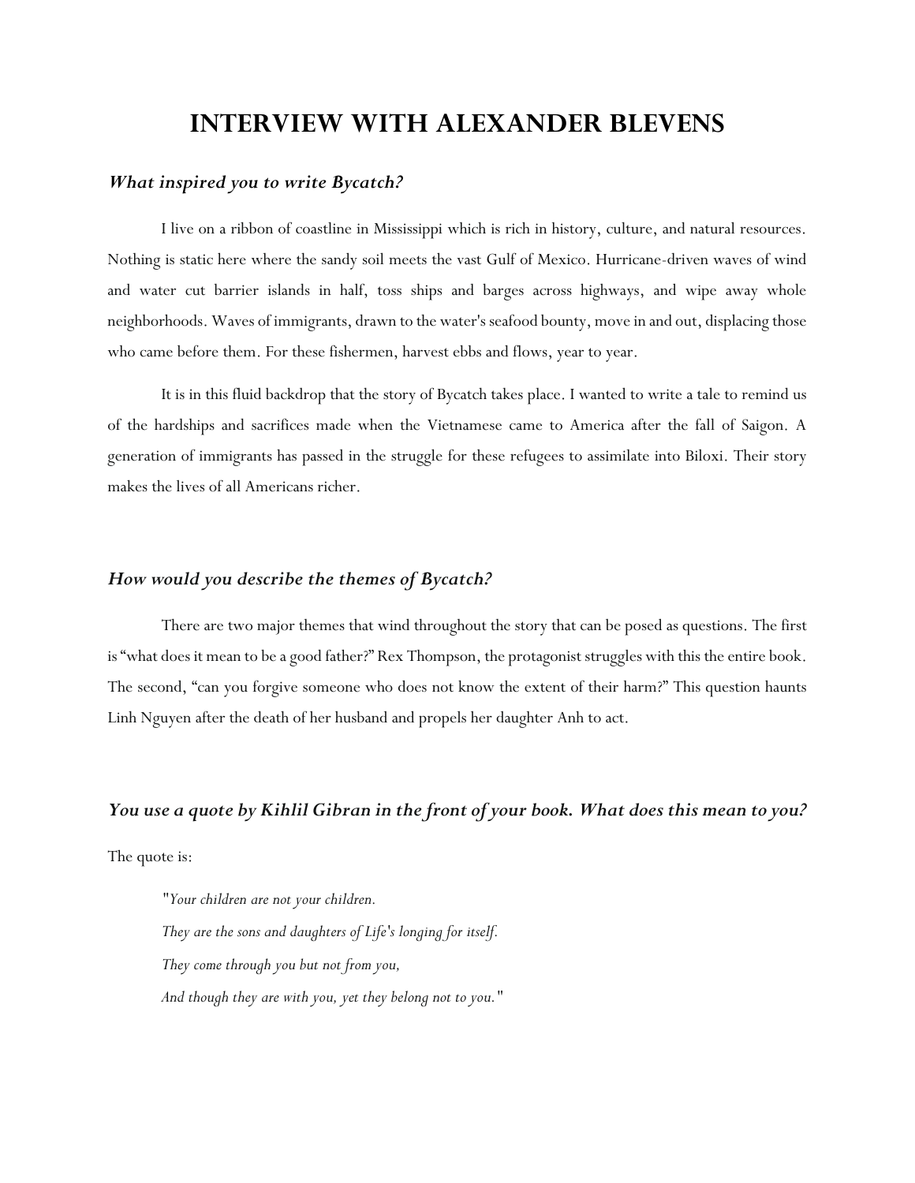# INTERVIEW WITH ALEXANDER BLEVENS

### *What inspired you to write Bycatch?*

I live on a ribbon of coastline in Mississippi which is rich in history, culture, and natural resources. Nothing is static here where the sandy soil meets the vast Gulf of Mexico. Hurricane-driven waves of wind and water cut barrier islands in half, toss ships and barges across highways, and wipe away whole neighborhoods. Waves of immigrants, drawn to the water's seafood bounty, move in and out, displacing those who came before them. For these fishermen, harvest ebbs and flows, year to year.

It is in this fluid backdrop that the story of Bycatch takes place. I wanted to write a tale to remind us of the hardships and sacrifices made when the Vietnamese came to America after the fall of Saigon. A generation of immigrants has passed in the struggle for these refugees to assimilate into Biloxi. Their story makes the lives of all Americans richer.

### *How would you describe the themes of Bycatch?*

There are two major themes that wind throughout the story that can be posed as questions. The first is "what does it mean to be a good father?" Rex Thompson, the protagonist struggles with this the entire book. The second, "can you forgive someone who does not know the extent of their harm?" This question haunts Linh Nguyen after the death of her husband and propels her daughter Anh to act.

### *You use a quote by Kihlil Gibran in the front of your book. What does this mean to you?*

The quote is:

> "*Your children are not your children.*
>
> *They are the sons and daughters of Life's longing for itself.*
>
> *They come through you but not from you,*
>
> *And though they are with you, yet they belong not to you.*"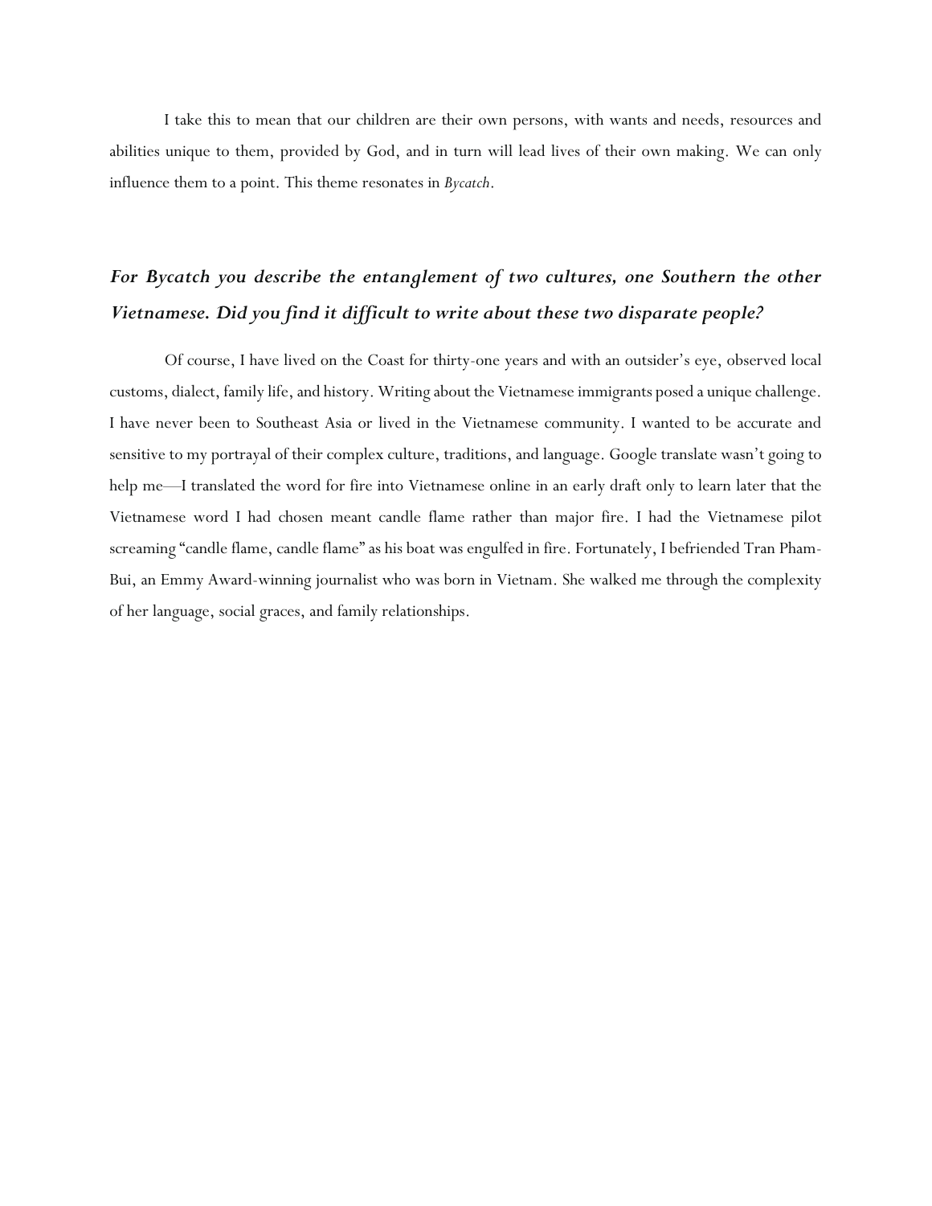I take this to mean that our children are their own persons, with wants and needs, resources and abilities unique to them, provided by God, and in turn will lead lives of their own making. We can only influence them to a point. This theme resonates in *Bycatch*.

***For Bycatch you describe the entanglement of two cultures, one Southern the other Vietnamese. Did you find it difficult to write about these two disparate people?***

Of course, I have lived on the Coast for thirty-one years and with an outsider's eye, observed local customs, dialect, family life, and history. Writing about the Vietnamese immigrants posed a unique challenge. I have never been to Southeast Asia or lived in the Vietnamese community. I wanted to be accurate and sensitive to my portrayal of their complex culture, traditions, and language. Google translate wasn't going to help me—I translated the word for fire into Vietnamese online in an early draft only to learn later that the Vietnamese word I had chosen meant candle flame rather than major fire. I had the Vietnamese pilot screaming "candle flame, candle flame" as his boat was engulfed in fire. Fortunately, I befriended Tran Pham-Bui, an Emmy Award-winning journalist who was born in Vietnam. She walked me through the complexity of her language, social graces, and family relationships.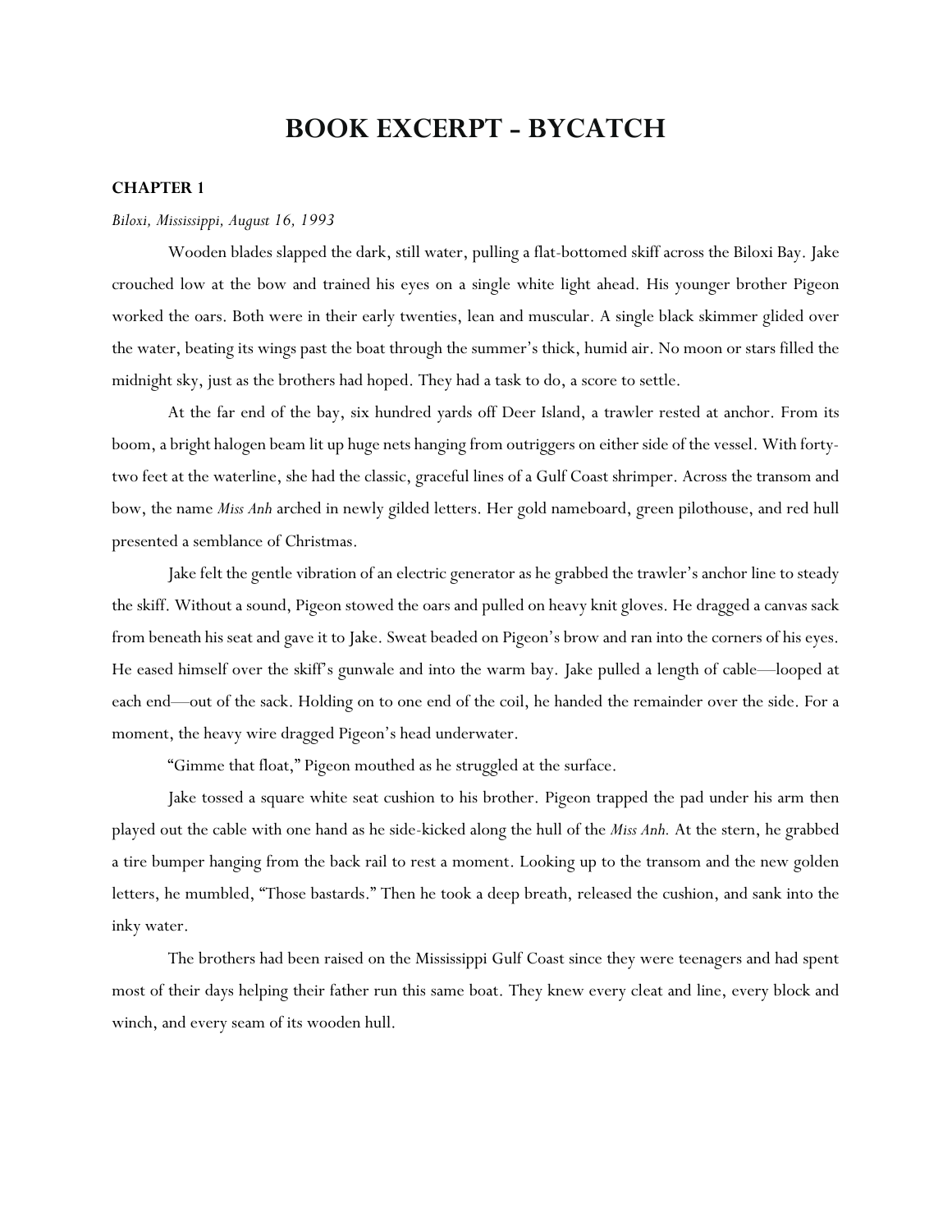# BOOK EXCERPT - BYCATCH

### CHAPTER 1

*Biloxi, Mississippi, August 16, 1993*

Wooden blades slapped the dark, still water, pulling a flat-bottomed skiff across the Biloxi Bay. Jake crouched low at the bow and trained his eyes on a single white light ahead. His younger brother Pigeon worked the oars. Both were in their early twenties, lean and muscular. A single black skimmer glided over the water, beating its wings past the boat through the summer's thick, humid air. No moon or stars filled the midnight sky, just as the brothers had hoped. They had a task to do, a score to settle.

At the far end of the bay, six hundred yards off Deer Island, a trawler rested at anchor. From its boom, a bright halogen beam lit up huge nets hanging from outriggers on either side of the vessel. With forty-two feet at the waterline, she had the classic, graceful lines of a Gulf Coast shrimper. Across the transom and bow, the name *Miss Anh* arched in newly gilded letters. Her gold nameboard, green pilothouse, and red hull presented a semblance of Christmas.

Jake felt the gentle vibration of an electric generator as he grabbed the trawler's anchor line to steady the skiff. Without a sound, Pigeon stowed the oars and pulled on heavy knit gloves. He dragged a canvas sack from beneath his seat and gave it to Jake. Sweat beaded on Pigeon's brow and ran into the corners of his eyes. He eased himself over the skiff's gunwale and into the warm bay. Jake pulled a length of cable—looped at each end—out of the sack. Holding on to one end of the coil, he handed the remainder over the side. For a moment, the heavy wire dragged Pigeon's head underwater.

"Gimme that float," Pigeon mouthed as he struggled at the surface.

Jake tossed a square white seat cushion to his brother. Pigeon trapped the pad under his arm then played out the cable with one hand as he side-kicked along the hull of the *Miss Anh.* At the stern, he grabbed a tire bumper hanging from the back rail to rest a moment. Looking up to the transom and the new golden letters, he mumbled, "Those bastards." Then he took a deep breath, released the cushion, and sank into the inky water.

The brothers had been raised on the Mississippi Gulf Coast since they were teenagers and had spent most of their days helping their father run this same boat. They knew every cleat and line, every block and winch, and every seam of its wooden hull.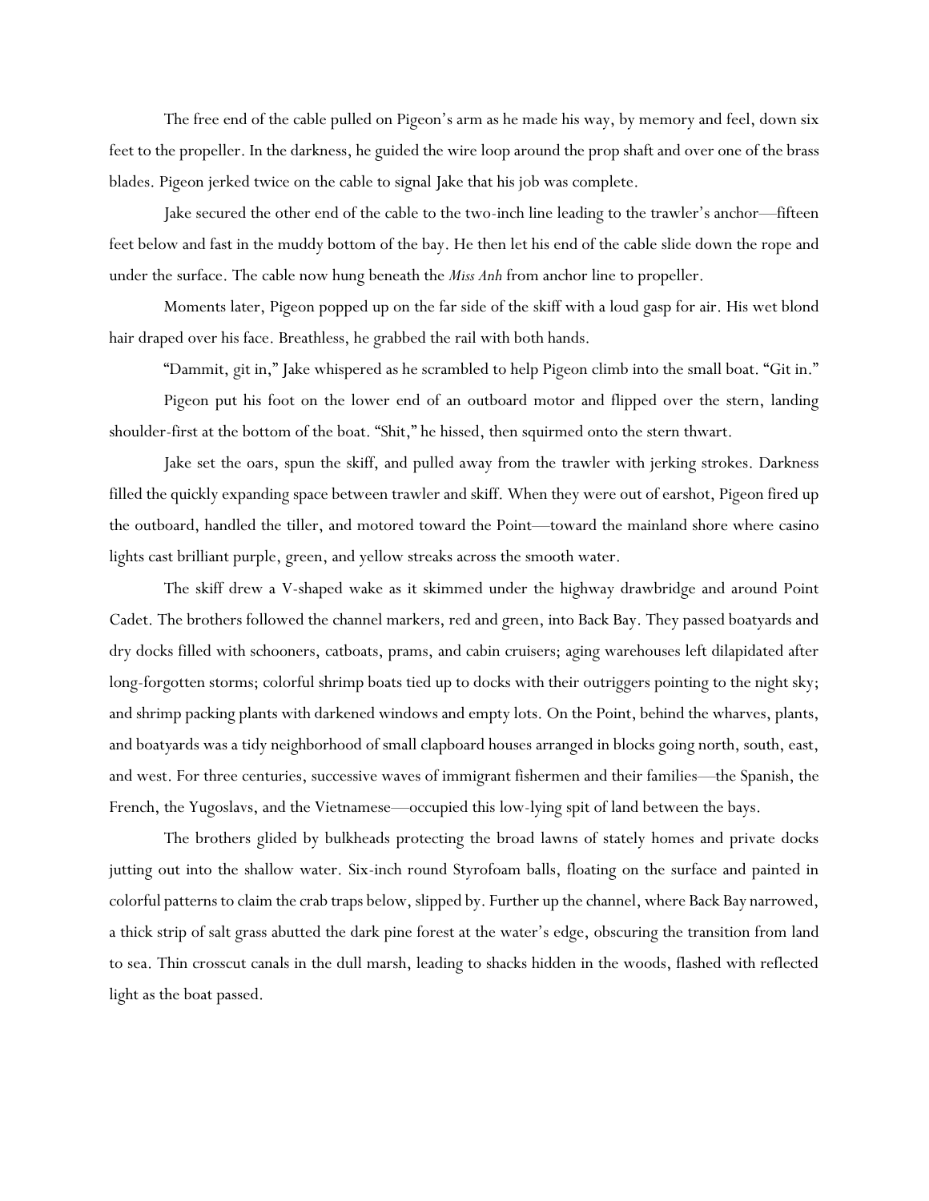The free end of the cable pulled on Pigeon's arm as he made his way, by memory and feel, down six feet to the propeller. In the darkness, he guided the wire loop around the prop shaft and over one of the brass blades. Pigeon jerked twice on the cable to signal Jake that his job was complete.

Jake secured the other end of the cable to the two-inch line leading to the trawler's anchor—fifteen feet below and fast in the muddy bottom of the bay. He then let his end of the cable slide down the rope and under the surface. The cable now hung beneath the *Miss Anh* from anchor line to propeller.

Moments later, Pigeon popped up on the far side of the skiff with a loud gasp for air. His wet blond hair draped over his face. Breathless, he grabbed the rail with both hands.

"Dammit, git in," Jake whispered as he scrambled to help Pigeon climb into the small boat. "Git in."

Pigeon put his foot on the lower end of an outboard motor and flipped over the stern, landing shoulder-first at the bottom of the boat. "Shit," he hissed, then squirmed onto the stern thwart.

Jake set the oars, spun the skiff, and pulled away from the trawler with jerking strokes. Darkness filled the quickly expanding space between trawler and skiff. When they were out of earshot, Pigeon fired up the outboard, handled the tiller, and motored toward the Point—toward the mainland shore where casino lights cast brilliant purple, green, and yellow streaks across the smooth water.

The skiff drew a V-shaped wake as it skimmed under the highway drawbridge and around Point Cadet. The brothers followed the channel markers, red and green, into Back Bay. They passed boatyards and dry docks filled with schooners, catboats, prams, and cabin cruisers; aging warehouses left dilapidated after long-forgotten storms; colorful shrimp boats tied up to docks with their outriggers pointing to the night sky; and shrimp packing plants with darkened windows and empty lots. On the Point, behind the wharves, plants, and boatyards was a tidy neighborhood of small clapboard houses arranged in blocks going north, south, east, and west. For three centuries, successive waves of immigrant fishermen and their families—the Spanish, the French, the Yugoslavs, and the Vietnamese—occupied this low-lying spit of land between the bays.

The brothers glided by bulkheads protecting the broad lawns of stately homes and private docks jutting out into the shallow water. Six-inch round Styrofoam balls, floating on the surface and painted in colorful patterns to claim the crab traps below, slipped by. Further up the channel, where Back Bay narrowed, a thick strip of salt grass abutted the dark pine forest at the water's edge, obscuring the transition from land to sea. Thin crosscut canals in the dull marsh, leading to shacks hidden in the woods, flashed with reflected light as the boat passed.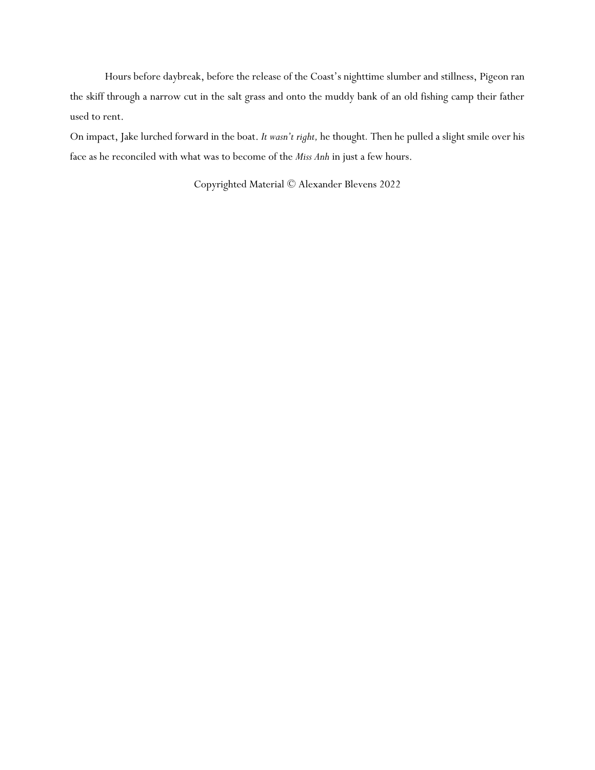Hours before daybreak, before the release of the Coast's nighttime slumber and stillness, Pigeon ran the skiff through a narrow cut in the salt grass and onto the muddy bank of an old fishing camp their father used to rent.

On impact, Jake lurched forward in the boat. *It wasn't right,* he thought. Then he pulled a slight smile over his face as he reconciled with what was to become of the *Miss Anh* in just a few hours.

Copyrighted Material © Alexander Blevens 2022